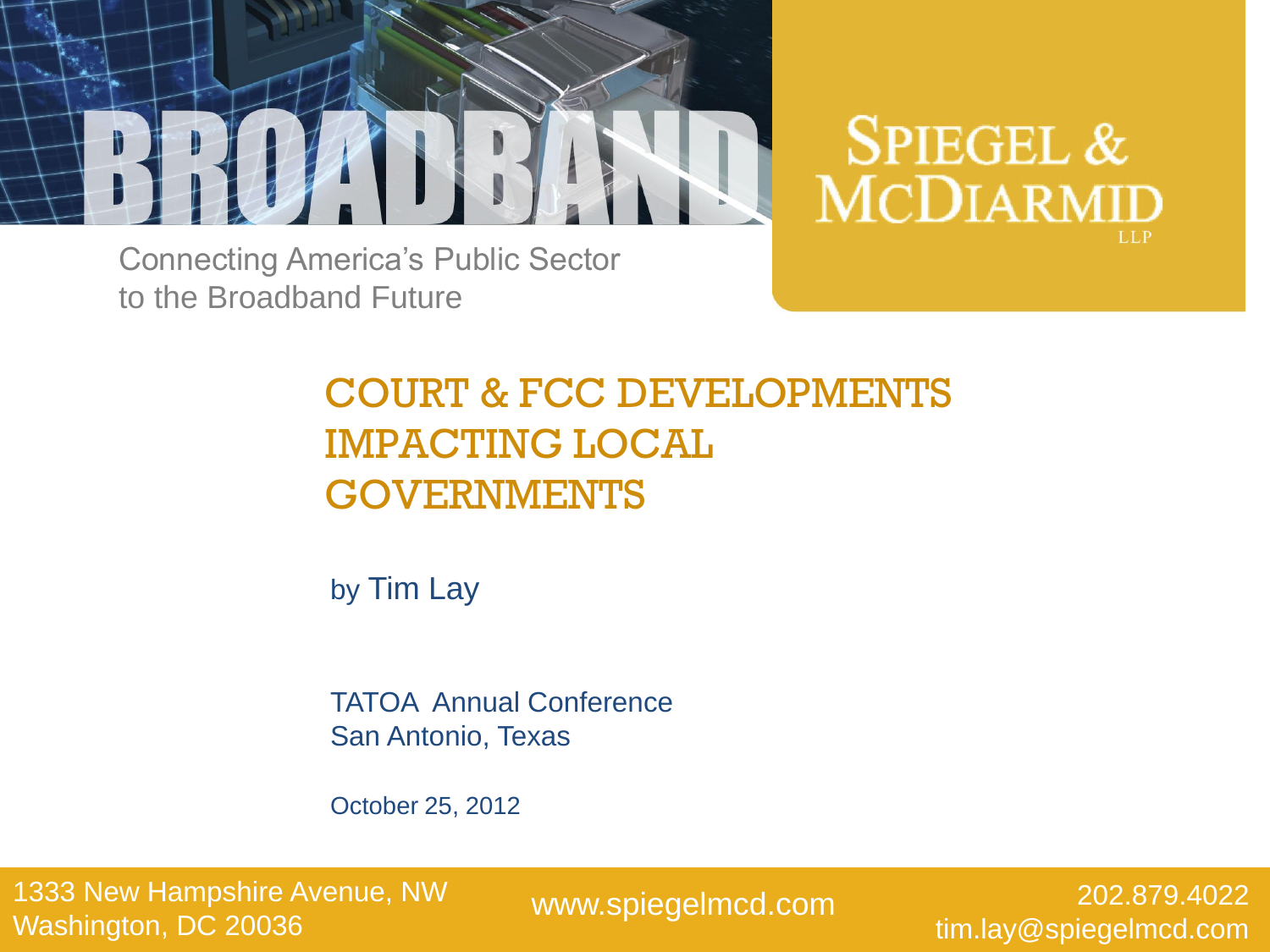BROADBAND

Connecting America's Public Sector to the Broadband Future

SPIEGEL & McDIARMID LLP

# COURT & FCC DEVELOPMENTS IMPACTING LOCAL GOVERNMENTS

by Tim Lay

TATOA Annual Conference
San Antonio, Texas

October 25, 2012

1333 New Hampshire Avenue, NW
Washington, DC 20036

www.spiegelmcd.com

202.879.4022
tim.lay@spiegelmcd.com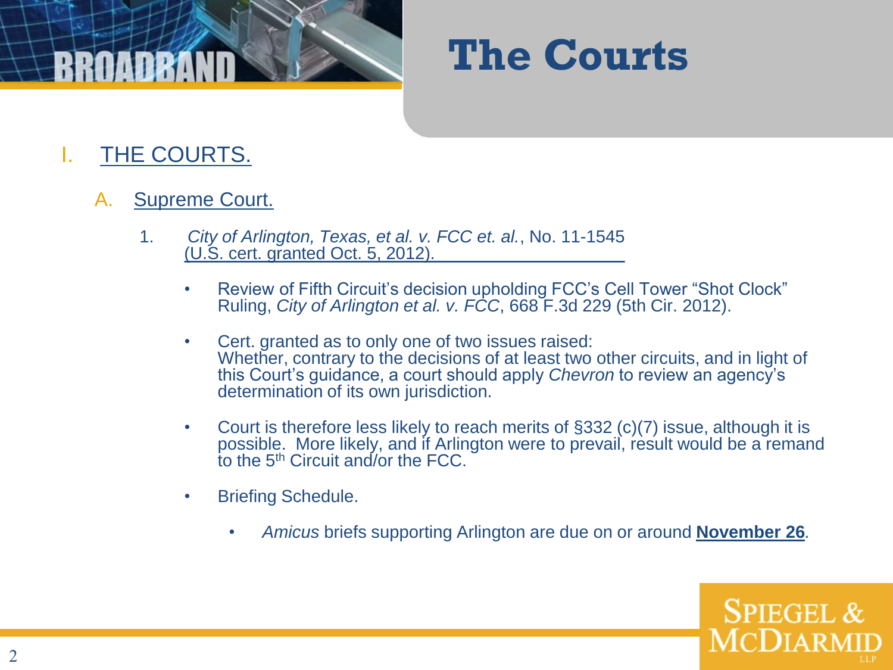# The Courts

## I. THE COURTS.

### A. Supreme Court.

1. *City of Arlington, Texas, et al. v. FCC et. al.*, No. 11-1545 (U.S. cert. granted Oct. 5, 2012).

   - Review of Fifth Circuit's decision upholding FCC's Cell Tower "Shot Clock" Ruling, *City of Arlington et al. v. FCC*, 668 F.3d 229 (5th Cir. 2012).
   - Cert. granted as to only one of two issues raised: Whether, contrary to the decisions of at least two other circuits, and in light of this Court's guidance, a court should apply *Chevron* to review an agency's determination of its own jurisdiction.
   - Court is therefore less likely to reach merits of §332 (c)(7) issue, although it is possible. More likely, and if Arlington were to prevail, result would be a remand to the 5th Circuit and/or the FCC.
   - Briefing Schedule.
     - *Amicus* briefs supporting Arlington are due on or around **November 26**.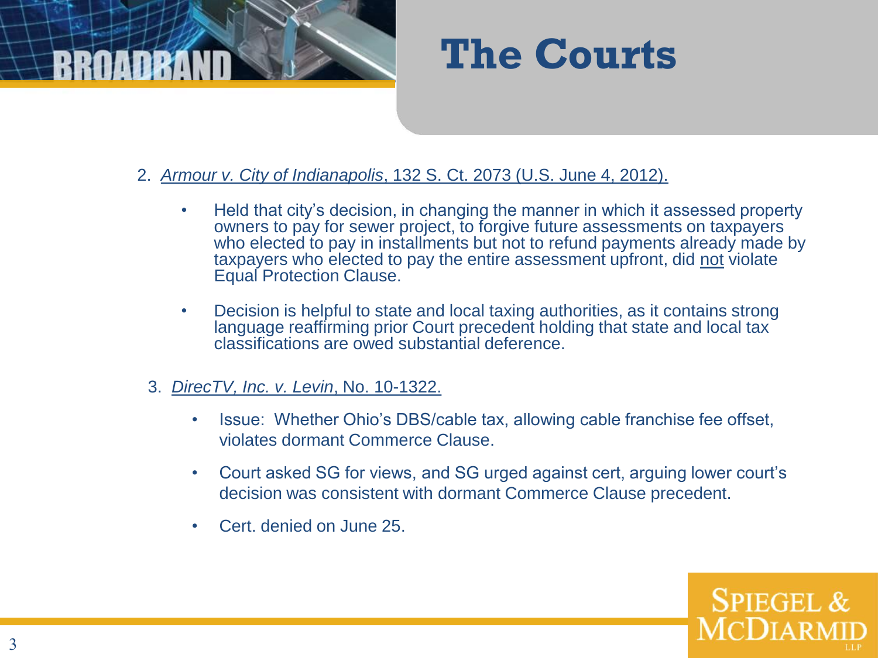# The Courts

2. *Armour v. City of Indianapolis*, 132 S. Ct. 2073 (U.S. June 4, 2012).

   - Held that city's decision, in changing the manner in which it assessed property owners to pay for sewer project, to forgive future assessments on taxpayers who elected to pay in installments but not to refund payments already made by taxpayers who elected to pay the entire assessment upfront, did not violate Equal Protection Clause.
   - Decision is helpful to state and local taxing authorities, as it contains strong language reaffirming prior Court precedent holding that state and local tax classifications are owed substantial deference.

3. *DirecTV, Inc. v. Levin*, No. 10-1322.

   - Issue: Whether Ohio's DBS/cable tax, allowing cable franchise fee offset, violates dormant Commerce Clause.
   - Court asked SG for views, and SG urged against cert, arguing lower court's decision was consistent with dormant Commerce Clause precedent.
   - Cert. denied on June 25.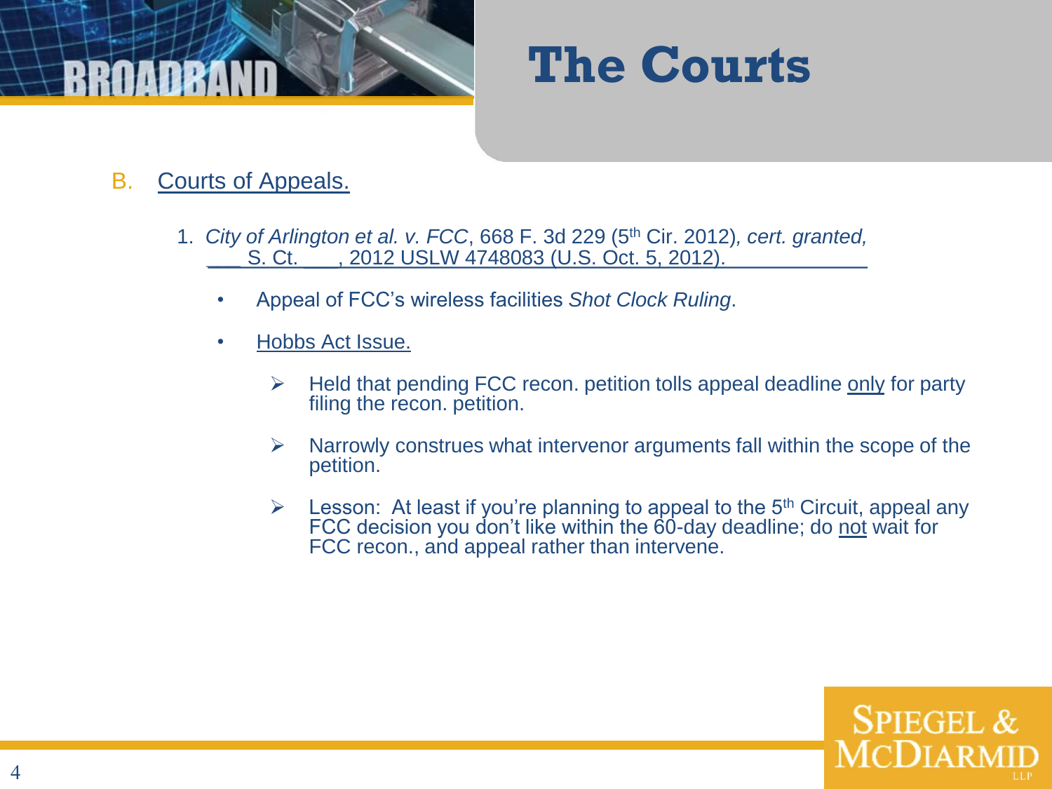# The Courts

B. Courts of Appeals.

1. *City of Arlington et al. v. FCC*, 668 F. 3d 229 (5th Cir. 2012), *cert. granted,* ___ S. Ct. ___, 2012 USLW 4748083 (U.S. Oct. 5, 2012).

   - Appeal of FCC's wireless facilities *Shot Clock Ruling*.
   - Hobbs Act Issue.
     - Held that pending FCC recon. petition tolls appeal deadline only for party filing the recon. petition.
     - Narrowly construes what intervenor arguments fall within the scope of the petition.
     - Lesson: At least if you're planning to appeal to the 5th Circuit, appeal any FCC decision you don't like within the 60-day deadline; do not wait for FCC recon., and appeal rather than intervene.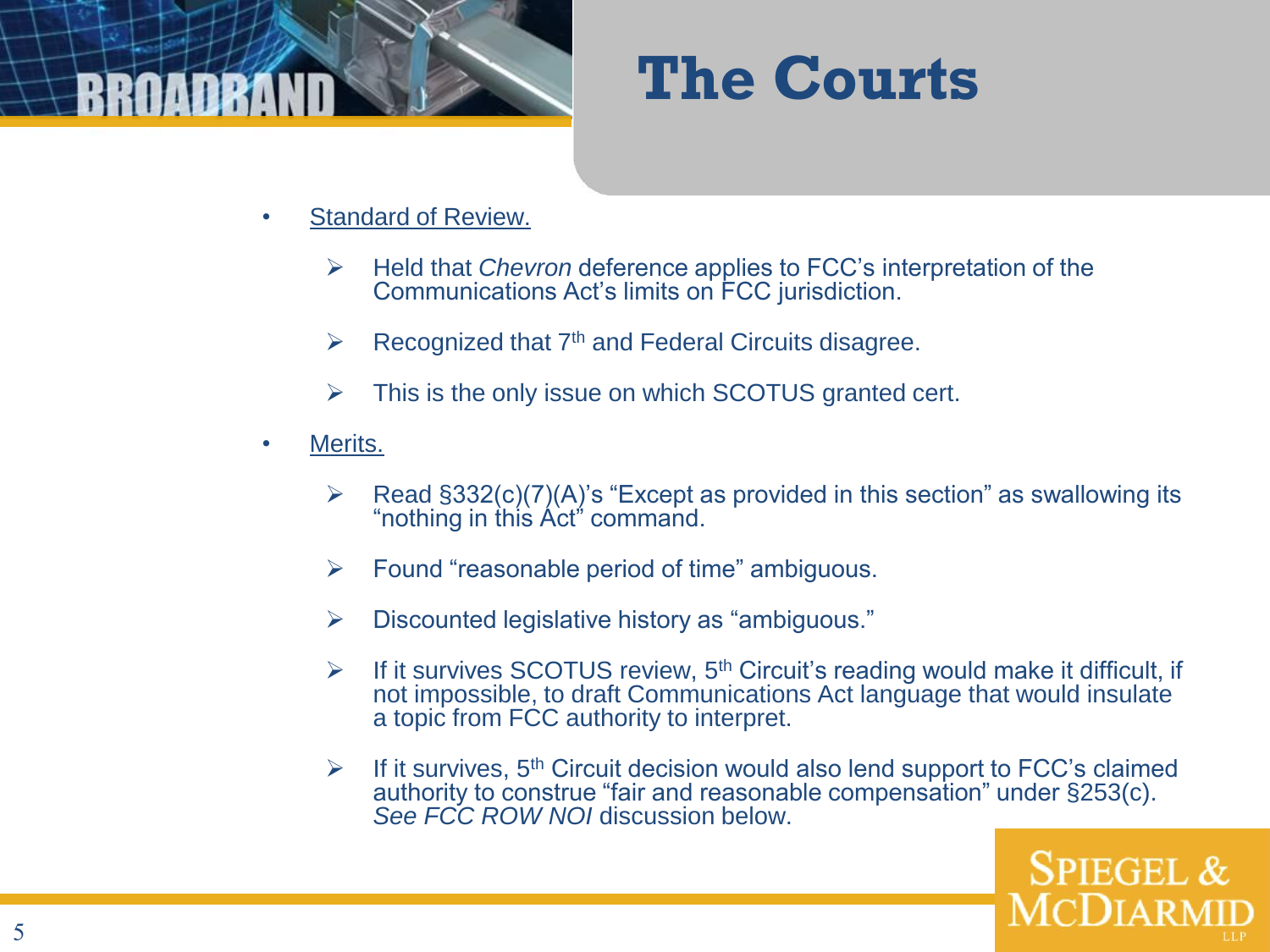# The Courts

- <u>Standard of Review.</u>
  - Held that *Chevron* deference applies to FCC's interpretation of the Communications Act's limits on FCC jurisdiction.
  - Recognized that 7th and Federal Circuits disagree.
  - This is the only issue on which SCOTUS granted cert.
- <u>Merits.</u>
  - Read §332(c)(7)(A)'s "Except as provided in this section" as swallowing its "nothing in this Act" command.
  - Found "reasonable period of time" ambiguous.
  - Discounted legislative history as "ambiguous."
  - If it survives SCOTUS review, 5th Circuit's reading would make it difficult, if not impossible, to draft Communications Act language that would insulate a topic from FCC authority to interpret.
  - If it survives, 5th Circuit decision would also lend support to FCC's claimed authority to construe "fair and reasonable compensation" under §253(c). *See FCC ROW NOI* discussion below.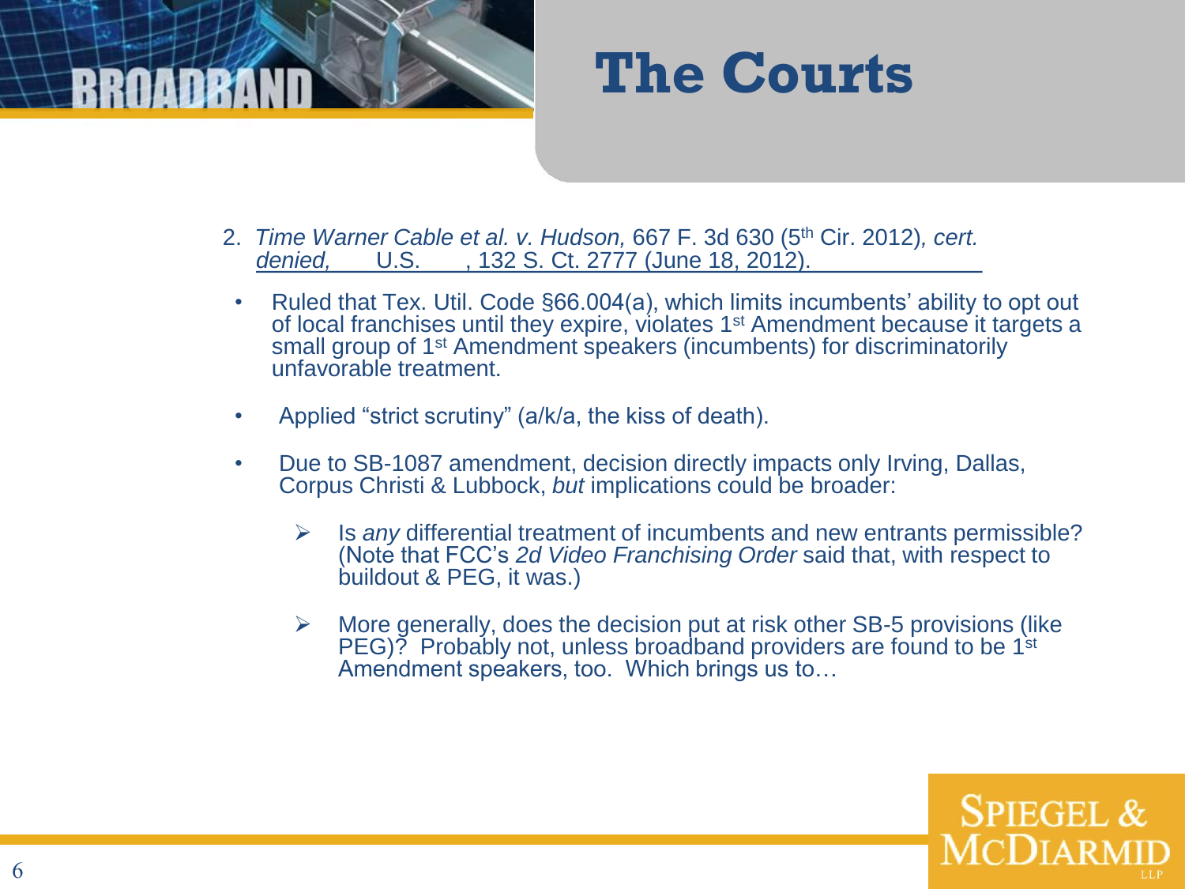# The Courts

2. *Time Warner Cable et al. v. Hudson,* 667 F. 3d 630 (5th Cir. 2012)*, cert. denied,* ___ U.S. ___, 132 S. Ct. 2777 (June 18, 2012).

- Ruled that Tex. Util. Code §66.004(a), which limits incumbents' ability to opt out of local franchises until they expire, violates 1st Amendment because it targets a small group of 1st Amendment speakers (incumbents) for discriminatorily unfavorable treatment.

- Applied "strict scrutiny" (a/k/a, the kiss of death).

- Due to SB-1087 amendment, decision directly impacts only Irving, Dallas, Corpus Christi & Lubbock, *but* implications could be broader:

  - Is *any* differential treatment of incumbents and new entrants permissible? (Note that FCC's *2d Video Franchising Order* said that, with respect to buildout & PEG, it was.)

  - More generally, does the decision put at risk other SB-5 provisions (like PEG)? Probably not, unless broadband providers are found to be 1st Amendment speakers, too. Which brings us to…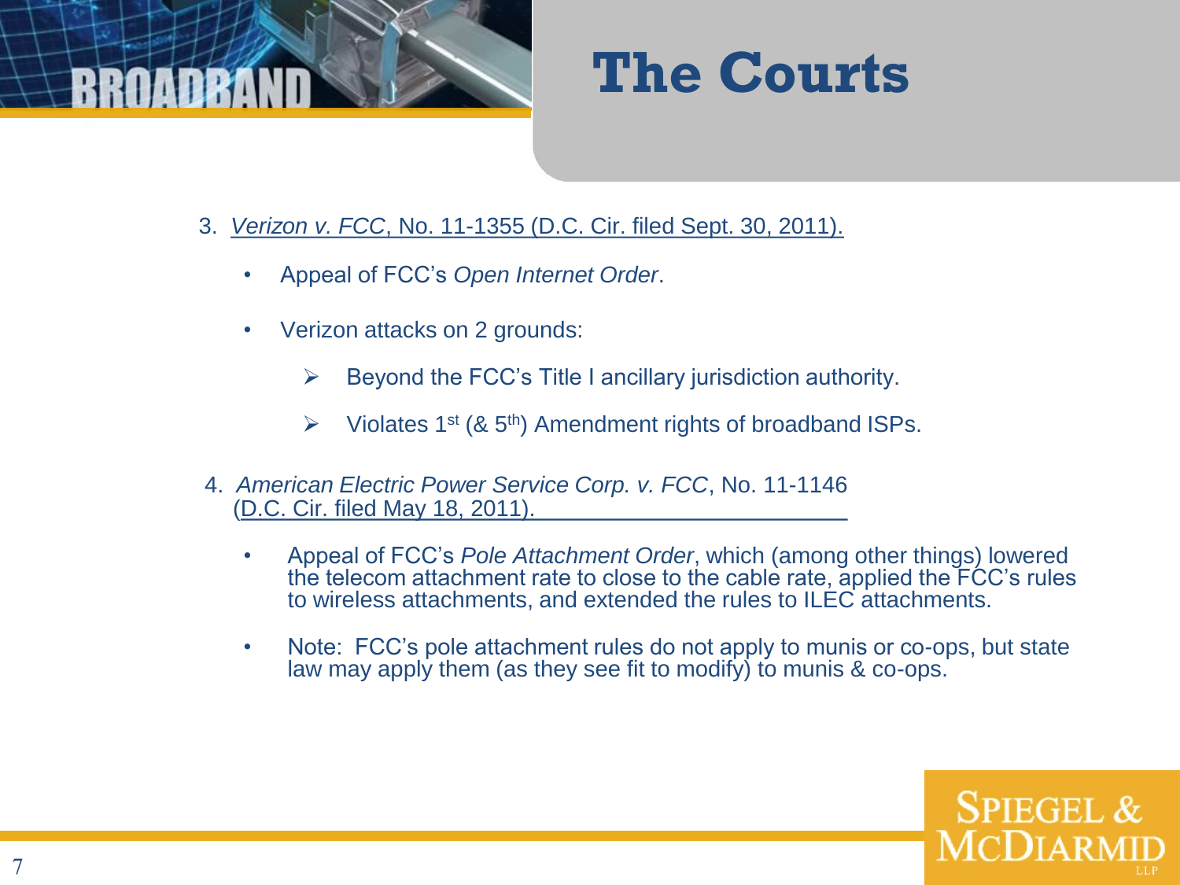# The Courts

3. *Verizon v. FCC*, No. 11-1355 (D.C. Cir. filed Sept. 30, 2011).

   - Appeal of FCC's *Open Internet Order*.
   - Verizon attacks on 2 grounds:
     - Beyond the FCC's Title I ancillary jurisdiction authority.
     - Violates 1st (& 5th) Amendment rights of broadband ISPs.

4. *American Electric Power Service Corp. v. FCC*, No. 11-1146 (D.C. Cir. filed May 18, 2011).

   - Appeal of FCC's *Pole Attachment Order*, which (among other things) lowered the telecom attachment rate to close to the cable rate, applied the FCC's rules to wireless attachments, and extended the rules to ILEC attachments.
   - Note: FCC's pole attachment rules do not apply to munis or co-ops, but state law may apply them (as they see fit to modify) to munis & co-ops.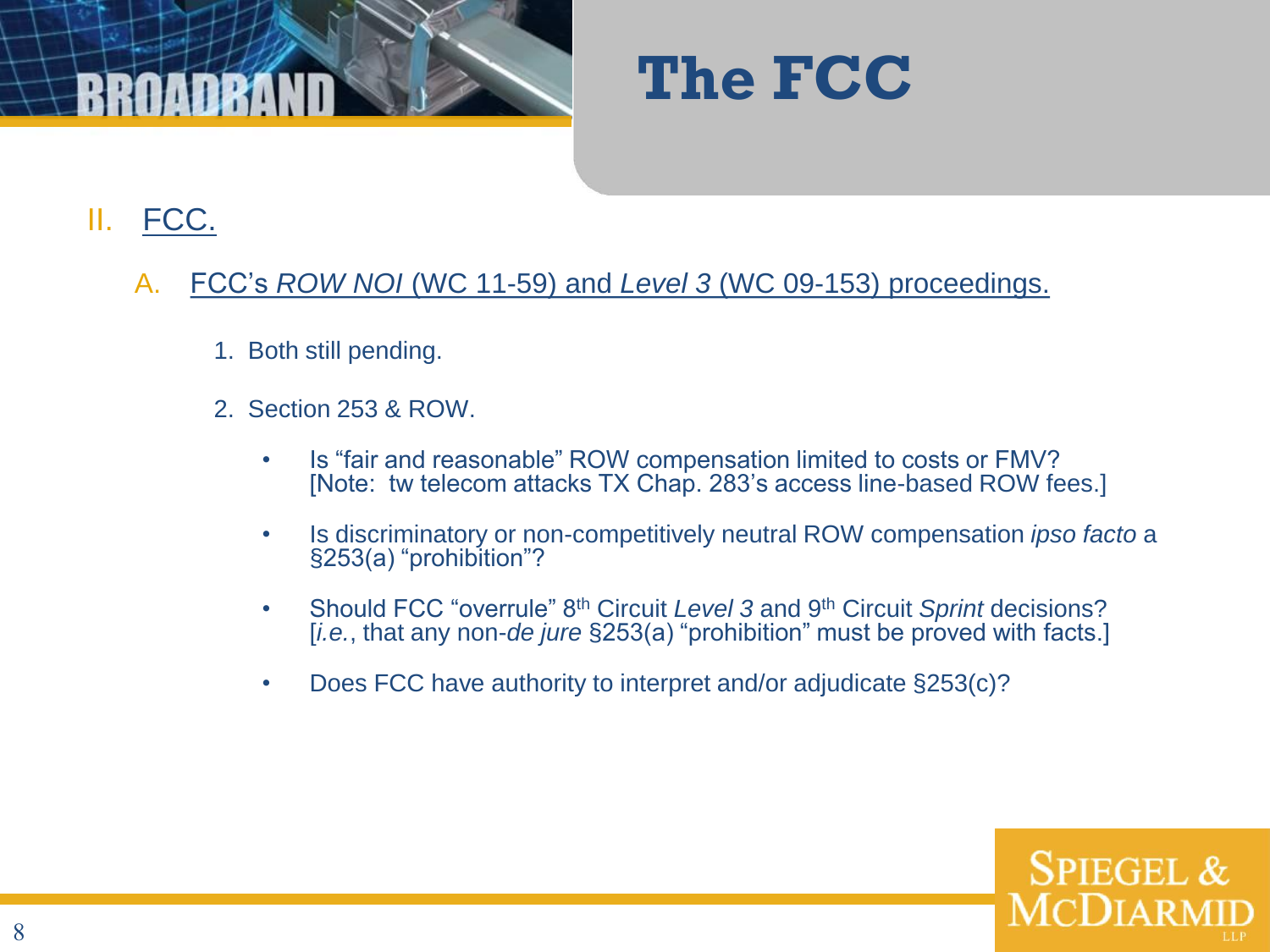# The FCC

## II. FCC.

### A. FCC's *ROW NOI* (WC 11-59) and *Level 3* (WC 09-153) proceedings.

1. Both still pending.

2. Section 253 & ROW.

   - Is "fair and reasonable" ROW compensation limited to costs or FMV? [Note: tw telecom attacks TX Chap. 283's access line-based ROW fees.]

   - Is discriminatory or non-competitively neutral ROW compensation *ipso facto* a §253(a) "prohibition"?

   - Should FCC "overrule" 8th Circuit *Level 3* and 9th Circuit *Sprint* decisions? [*i.e.*, that any non-*de jure* §253(a) "prohibition" must be proved with facts.]

   - Does FCC have authority to interpret and/or adjudicate §253(c)?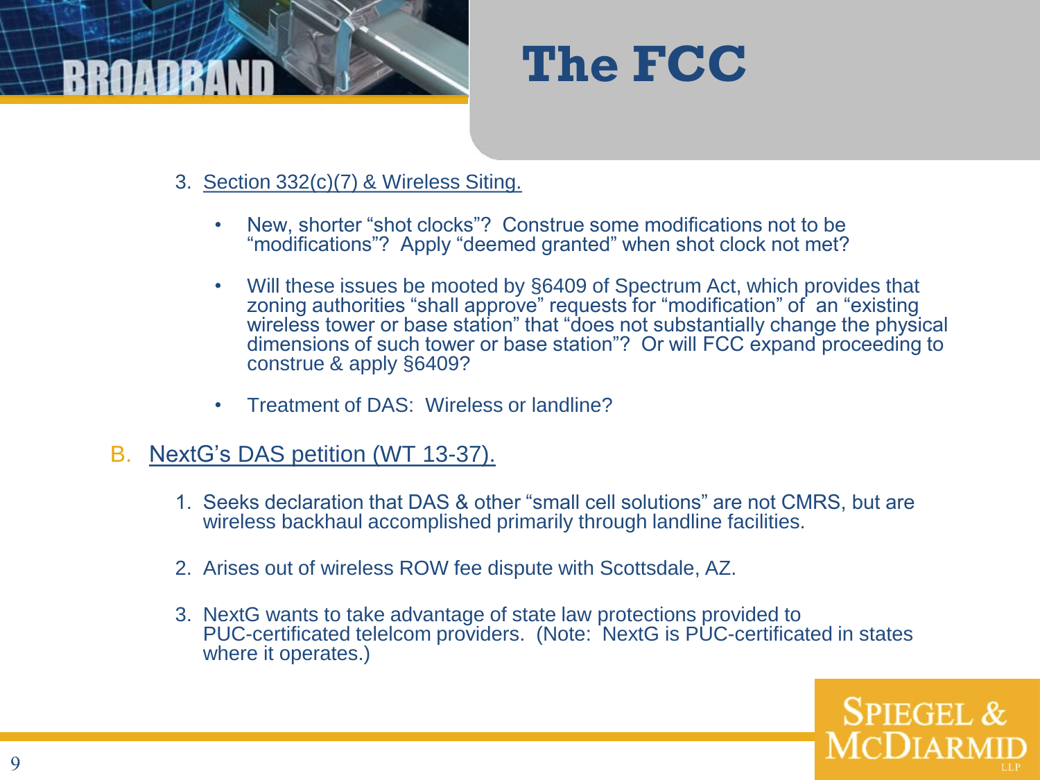# The FCC

3. Section 332(c)(7) & Wireless Siting.

   - New, shorter "shot clocks"? Construe some modifications not to be "modifications"? Apply "deemed granted" when shot clock not met?
   - Will these issues be mooted by §6409 of Spectrum Act, which provides that zoning authorities "shall approve" requests for "modification" of an "existing wireless tower or base station" that "does not substantially change the physical dimensions of such tower or base station"? Or will FCC expand proceeding to construe & apply §6409?
   - Treatment of DAS: Wireless or landline?

B. NextG's DAS petition (WT 13-37).

1. Seeks declaration that DAS & other "small cell solutions" are not CMRS, but are wireless backhaul accomplished primarily through landline facilities.
2. Arises out of wireless ROW fee dispute with Scottsdale, AZ.
3. NextG wants to take advantage of state law protections provided to PUC-certificated telelcom providers. (Note: NextG is PUC-certificated in states where it operates.)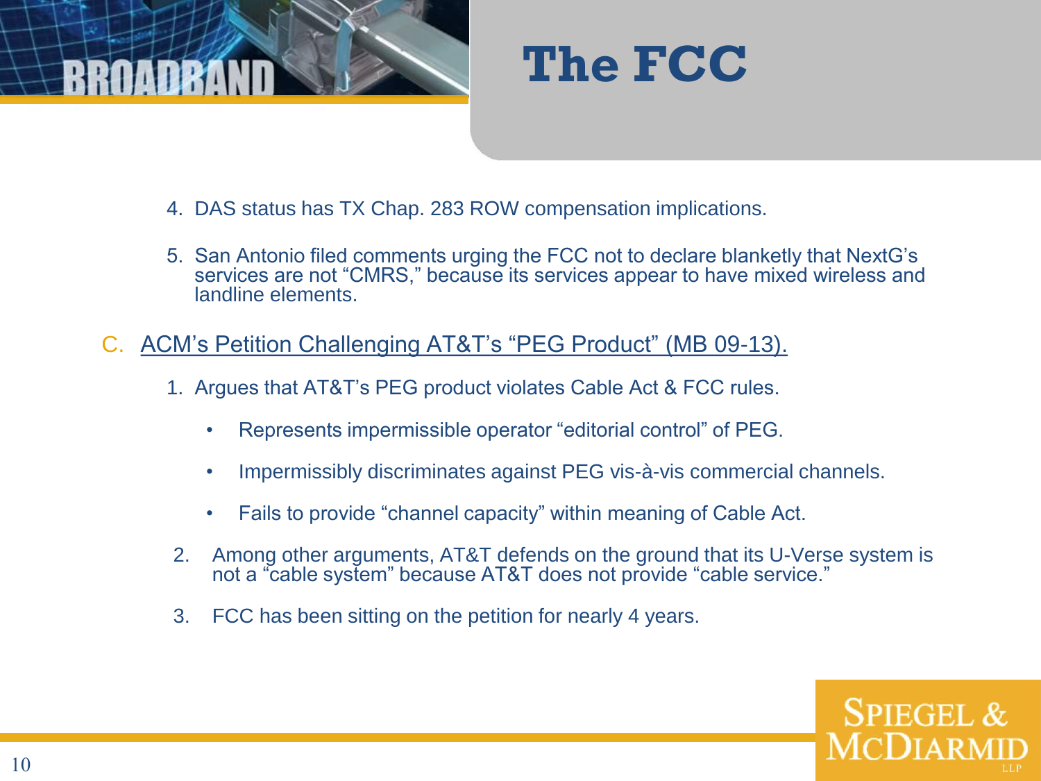# The FCC

4. DAS status has TX Chap. 283 ROW compensation implications.

5. San Antonio filed comments urging the FCC not to declare blanketly that NextG's services are not "CMRS," because its services appear to have mixed wireless and landline elements.

C. ACM's Petition Challenging AT&T's "PEG Product" (MB 09-13).

1. Argues that AT&T's PEG product violates Cable Act & FCC rules.
   - Represents impermissible operator "editorial control" of PEG.
   - Impermissibly discriminates against PEG vis-à-vis commercial channels.
   - Fails to provide "channel capacity" within meaning of Cable Act.
2. Among other arguments, AT&T defends on the ground that its U-Verse system is not a "cable system" because AT&T does not provide "cable service."
3. FCC has been sitting on the petition for nearly 4 years.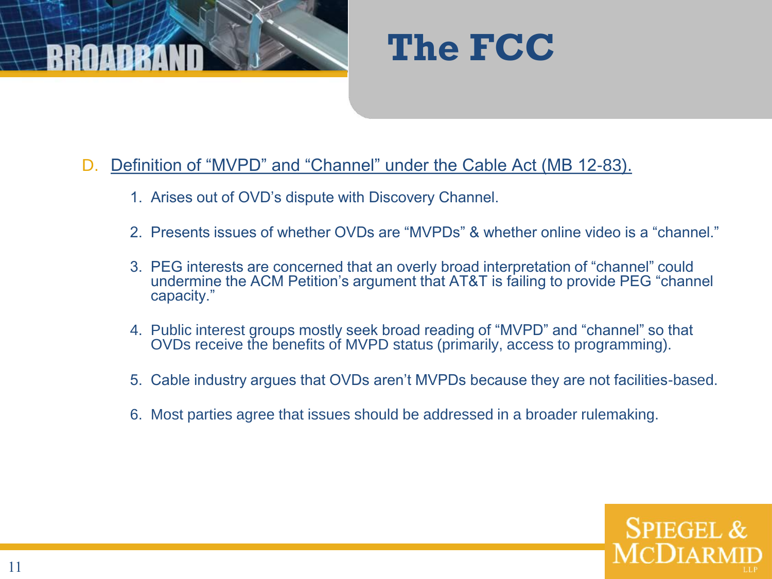# The FCC

D. Definition of "MVPD" and "Channel" under the Cable Act (MB 12-83).

1. Arises out of OVD's dispute with Discovery Channel.
2. Presents issues of whether OVDs are "MVPDs" & whether online video is a "channel."
3. PEG interests are concerned that an overly broad interpretation of "channel" could undermine the ACM Petition's argument that AT&T is failing to provide PEG "channel capacity."
4. Public interest groups mostly seek broad reading of "MVPD" and "channel" so that OVDs receive the benefits of MVPD status (primarily, access to programming).
5. Cable industry argues that OVDs aren't MVPDs because they are not facilities-based.
6. Most parties agree that issues should be addressed in a broader rulemaking.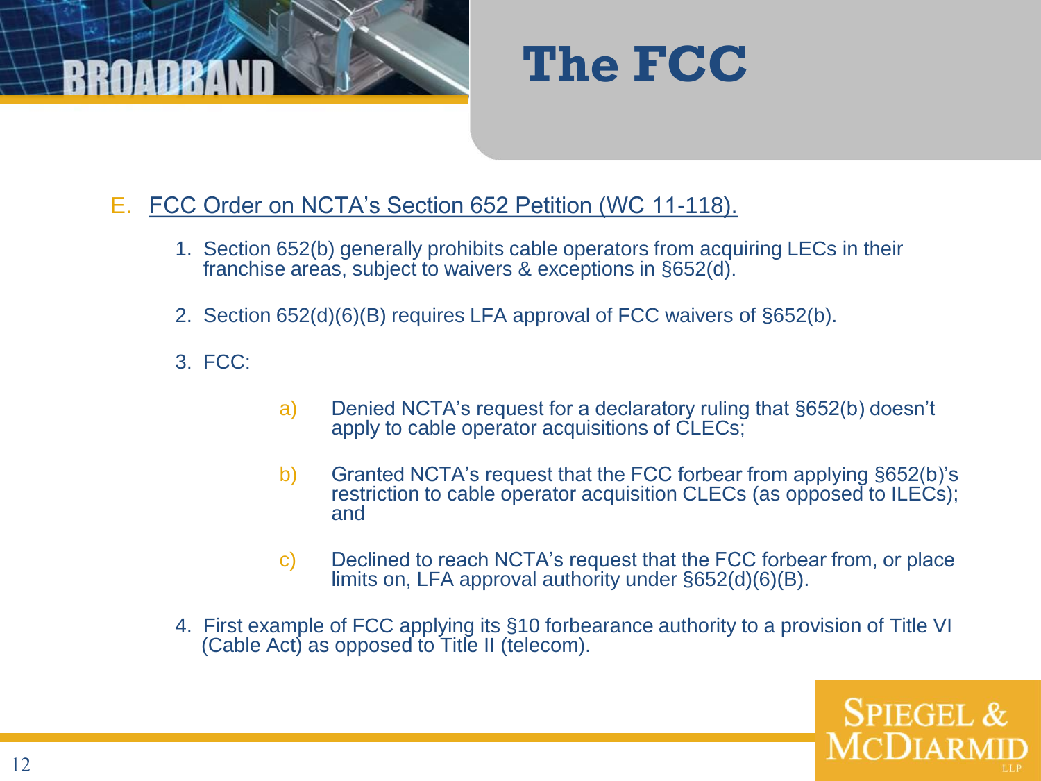# The FCC

E. FCC Order on NCTA's Section 652 Petition (WC 11-118).

1. Section 652(b) generally prohibits cable operators from acquiring LECs in their franchise areas, subject to waivers & exceptions in §652(d).

2. Section 652(d)(6)(B) requires LFA approval of FCC waivers of §652(b).

3. FCC:

   a) Denied NCTA's request for a declaratory ruling that §652(b) doesn't apply to cable operator acquisitions of CLECs;

   b) Granted NCTA's request that the FCC forbear from applying §652(b)'s restriction to cable operator acquisition CLECs (as opposed to ILECs); and

   c) Declined to reach NCTA's request that the FCC forbear from, or place limits on, LFA approval authority under §652(d)(6)(B).

4. First example of FCC applying its §10 forbearance authority to a provision of Title VI (Cable Act) as opposed to Title II (telecom).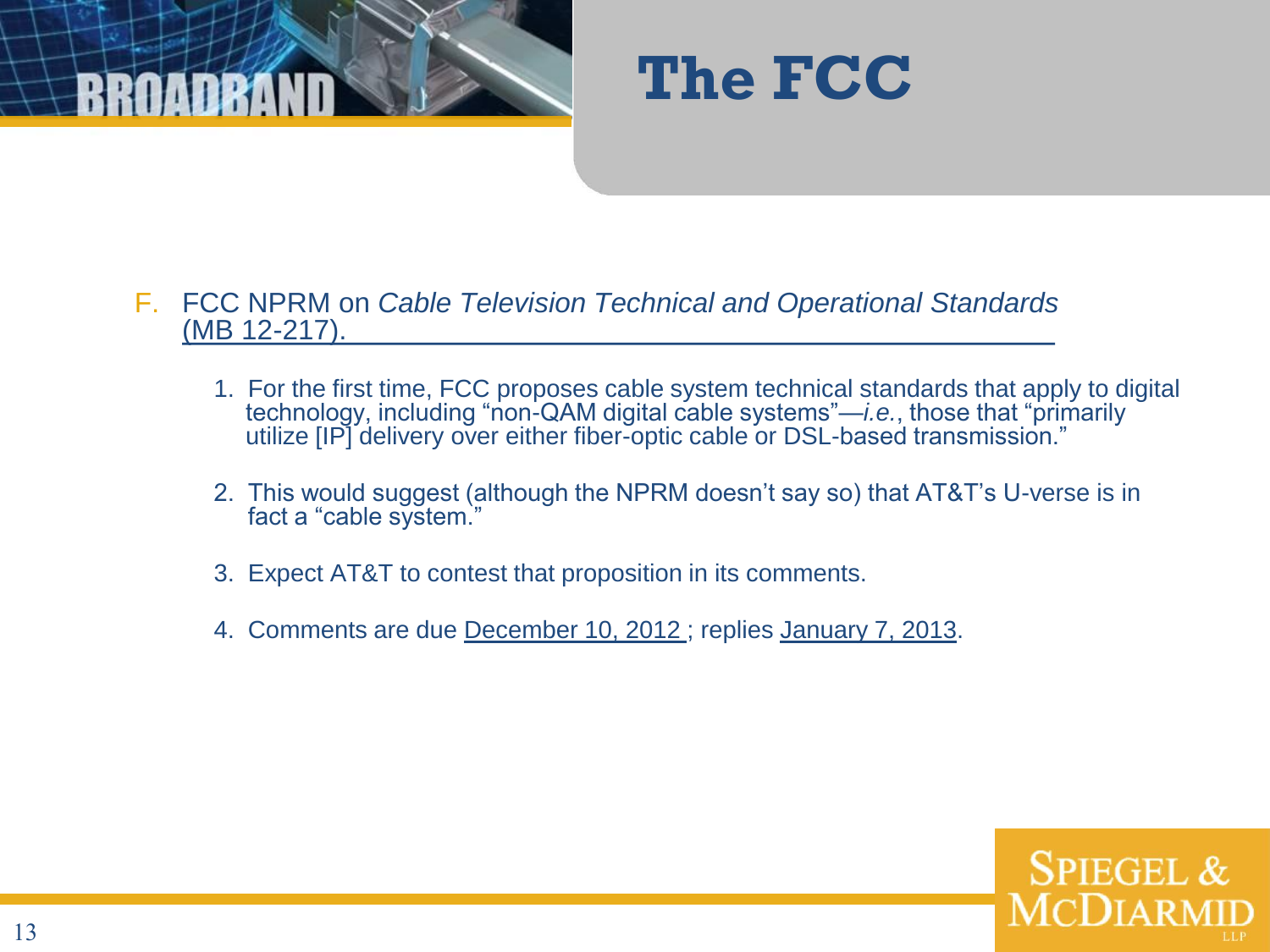# The FCC

F. FCC NPRM on *Cable Television Technical and Operational Standards* (MB 12-217).

1. For the first time, FCC proposes cable system technical standards that apply to digital technology, including "non-QAM digital cable systems"—*i.e.*, those that "primarily utilize [IP] delivery over either fiber-optic cable or DSL-based transmission."
2. This would suggest (although the NPRM doesn't say so) that AT&T's U-verse is in fact a "cable system."
3. Expect AT&T to contest that proposition in its comments.
4. Comments are due December 10, 2012 ; replies January 7, 2013.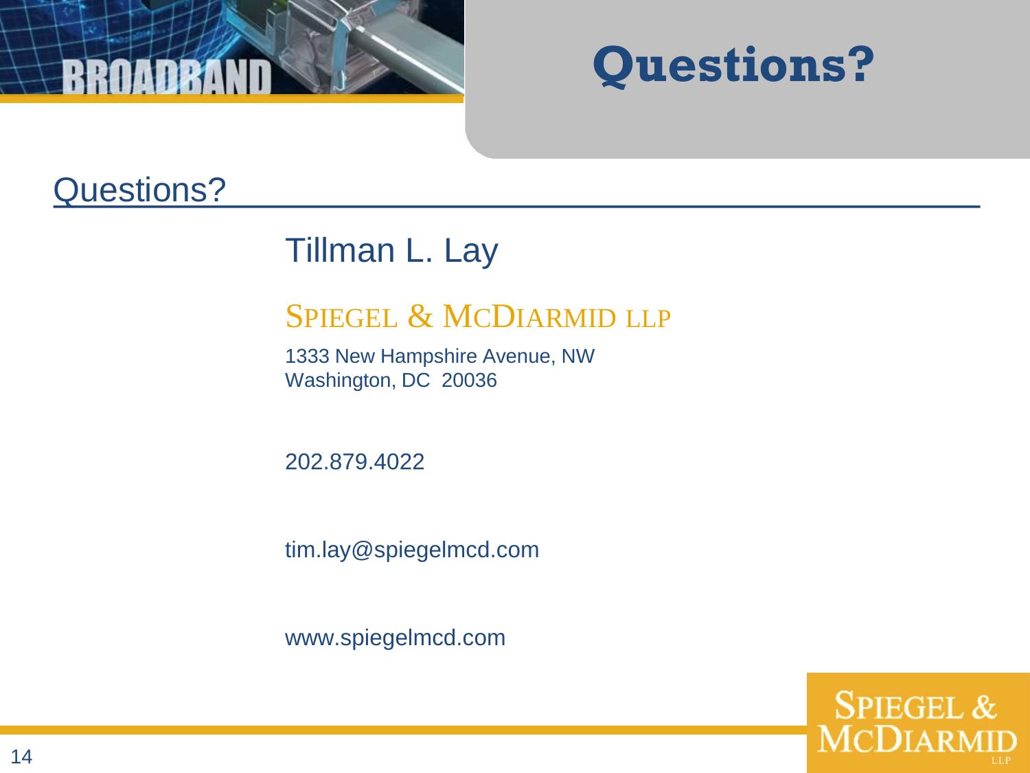# Questions?

## Questions?

Tillman L. Lay

SPIEGEL & MCDIARMID LLP

1333 New Hampshire Avenue, NW
Washington, DC  20036

202.879.4022

tim.lay@spiegelmcd.com

www.spiegelmcd.com